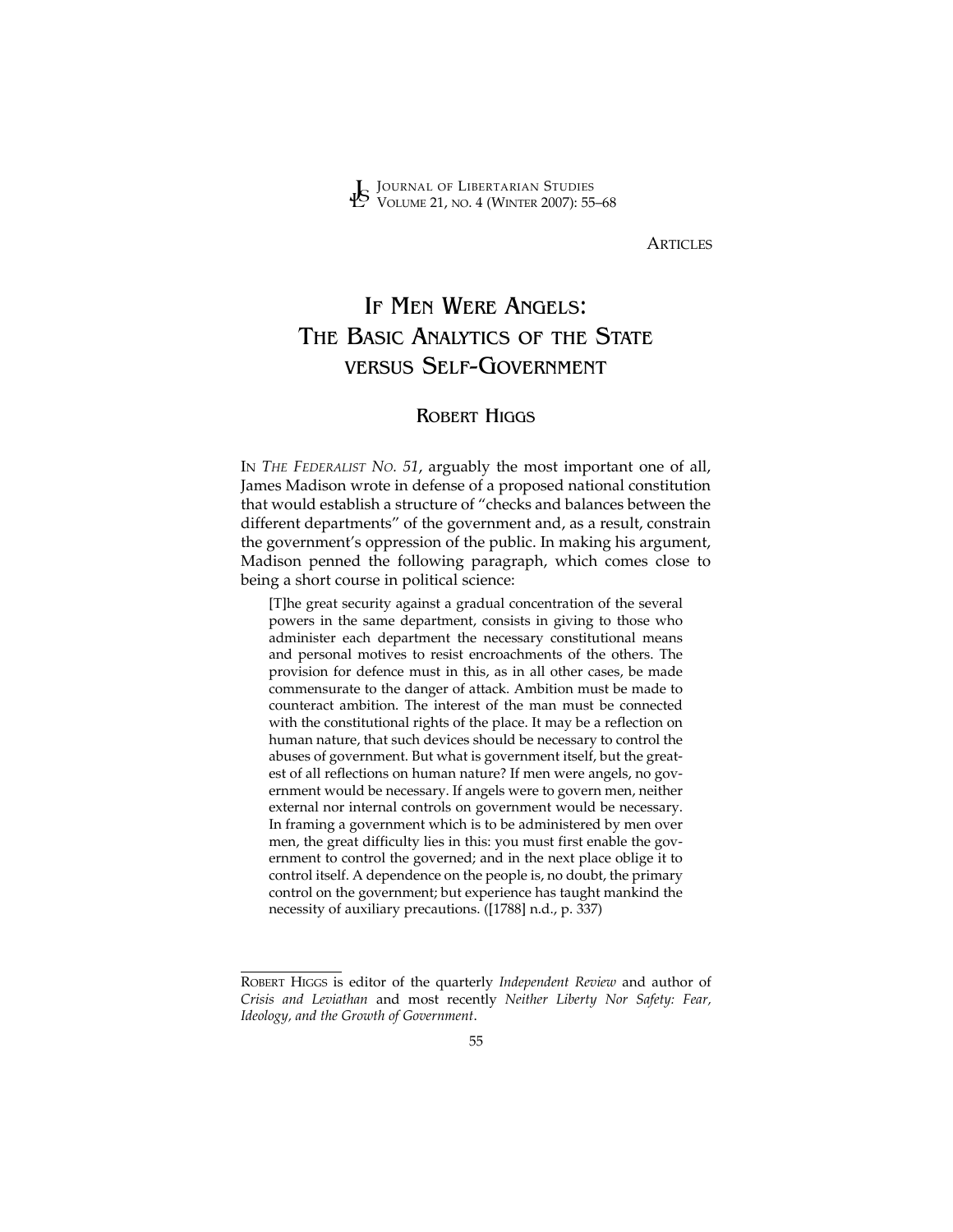ARTICLES

# IF MEN WERE ANGELS: THE BASIC ANALYTICS OF THE STATE VERSUS SELF-GOVERNMENT

## ROBERT HIGGS

IN *THE FEDERALIST NO. 51*, arguably the most important one of all, James Madison wrote in defense of a proposed national constitution that would establish a structure of "checks and balances between the different departments" of the government and, as a result, constrain the government's oppression of the public. In making his argument, Madison penned the following paragraph, which comes close to being a short course in political science:

> [T]he great security against a gradual concentration of the several powers in the same department, consists in giving to those who administer each department the necessary constitutional means and personal motives to resist encroachments of the others. The provision for defence must in this, as in all other cases, be made commensurate to the danger of attack. Ambition must be made to counteract ambition. The interest of the man must be connected with the constitutional rights of the place. It may be a reflection on human nature, that such devices should be necessary to control the abuses of government. But what is government itself, but the greatest of all reflections on human nature? If men were angels, no government would be necessary. If angels were to govern men, neither external nor internal controls on government would be necessary. In framing a government which is to be administered by men over men, the great difficulty lies in this: you must first enable the government to control the governed; and in the next place oblige it to control itself. A dependence on the people is, no doubt, the primary control on the government; but experience has taught mankind the necessity of auxiliary precautions. ([1788] n.d., p. 337)

---

ROBERT HIGGS is editor of the quarterly *Independent Review* and author of *Crisis and Leviathan* and most recently *Neither Liberty Nor Safety: Fear, Ideology, and the Growth of Government*.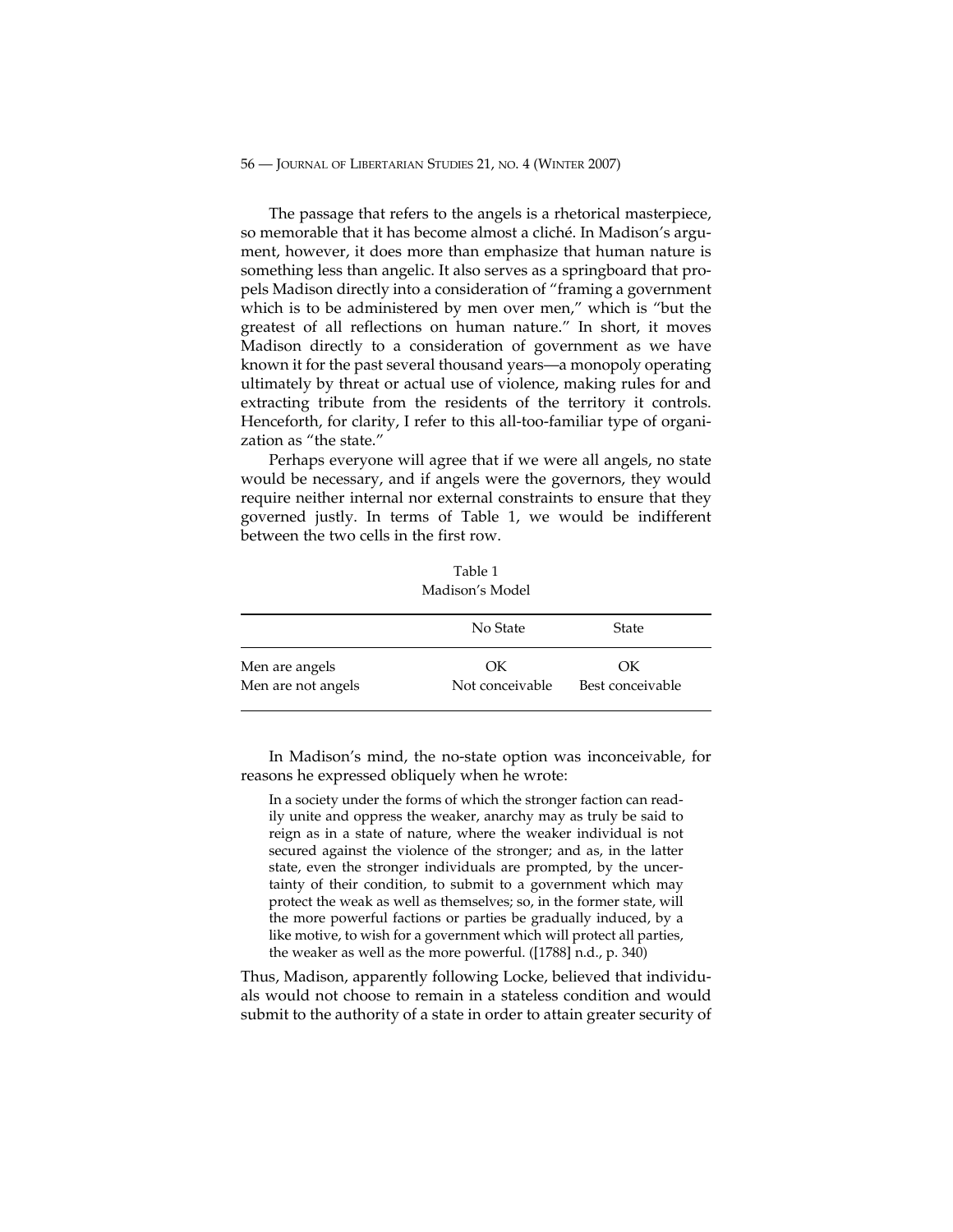The passage that refers to the angels is a rhetorical masterpiece, so memorable that it has become almost a cliché. In Madison's argument, however, it does more than emphasize that human nature is something less than angelic. It also serves as a springboard that propels Madison directly into a consideration of "framing a government which is to be administered by men over men," which is "but the greatest of all reflections on human nature." In short, it moves Madison directly to a consideration of government as we have known it for the past several thousand years—a monopoly operating ultimately by threat or actual use of violence, making rules for and extracting tribute from the residents of the territory it controls. Henceforth, for clarity, I refer to this all-too-familiar type of organization as "the state."

Perhaps everyone will agree that if we were all angels, no state would be necessary, and if angels were the governors, they would require neither internal nor external constraints to ensure that they governed justly. In terms of Table 1, we would be indifferent between the two cells in the first row.

Table 1
Madison's Model

| | No State | State |
|---|---|---|
| Men are angels | OK | OK |
| Men are not angels | Not conceivable | Best conceivable |

In Madison's mind, the no-state option was inconceivable, for reasons he expressed obliquely when he wrote:

> In a society under the forms of which the stronger faction can readily unite and oppress the weaker, anarchy may as truly be said to reign as in a state of nature, where the weaker individual is not secured against the violence of the stronger; and as, in the latter state, even the stronger individuals are prompted, by the uncertainty of their condition, to submit to a government which may protect the weak as well as themselves; so, in the former state, will the more powerful factions or parties be gradually induced, by a like motive, to wish for a government which will protect all parties, the weaker as well as the more powerful. ([1788] n.d., p. 340)

Thus, Madison, apparently following Locke, believed that individuals would not choose to remain in a stateless condition and would submit to the authority of a state in order to attain greater security of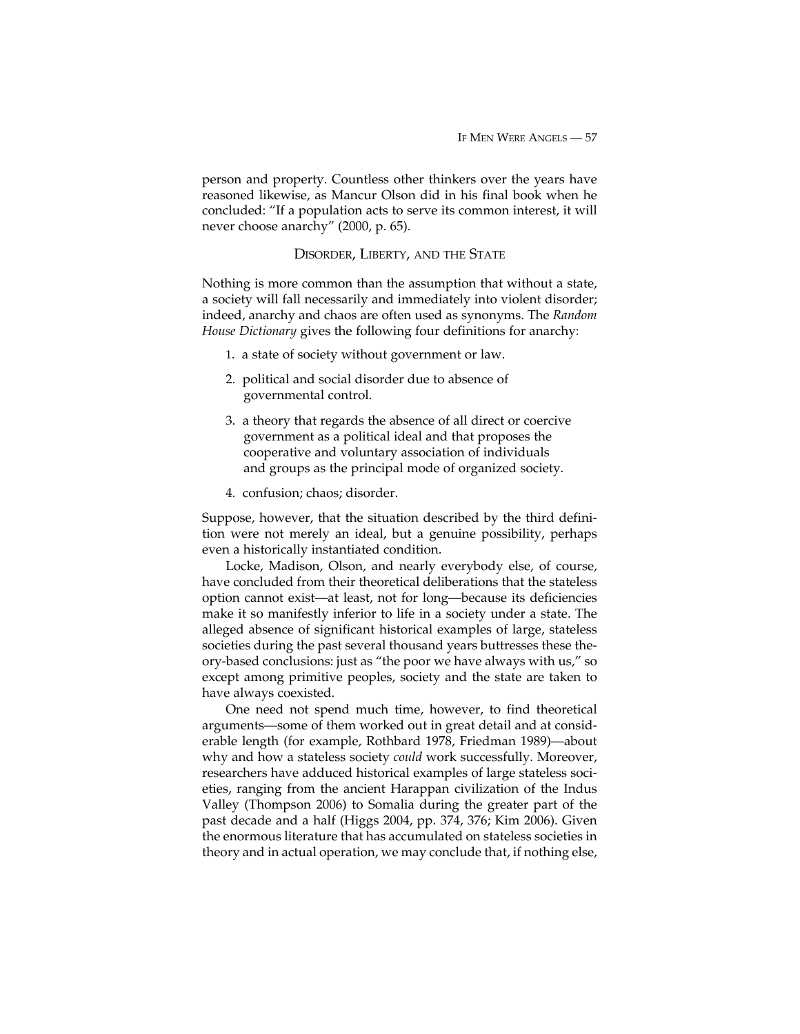person and property. Countless other thinkers over the years have reasoned likewise, as Mancur Olson did in his final book when he concluded: "If a population acts to serve its common interest, it will never choose anarchy" (2000, p. 65).

## Disorder, Liberty, and the State

Nothing is more common than the assumption that without a state, a society will fall necessarily and immediately into violent disorder; indeed, anarchy and chaos are often used as synonyms. The *Random House Dictionary* gives the following four definitions for anarchy:

1. a state of society without government or law.
2. political and social disorder due to absence of governmental control.
3. a theory that regards the absence of all direct or coercive government as a political ideal and that proposes the cooperative and voluntary association of individuals and groups as the principal mode of organized society.
4. confusion; chaos; disorder.

Suppose, however, that the situation described by the third definition were not merely an ideal, but a genuine possibility, perhaps even a historically instantiated condition.

Locke, Madison, Olson, and nearly everybody else, of course, have concluded from their theoretical deliberations that the stateless option cannot exist—at least, not for long—because its deficiencies make it so manifestly inferior to life in a society under a state. The alleged absence of significant historical examples of large, stateless societies during the past several thousand years buttresses these theory-based conclusions: just as "the poor we have always with us," so except among primitive peoples, society and the state are taken to have always coexisted.

One need not spend much time, however, to find theoretical arguments—some of them worked out in great detail and at considerable length (for example, Rothbard 1978, Friedman 1989)—about why and how a stateless society *could* work successfully. Moreover, researchers have adduced historical examples of large stateless societies, ranging from the ancient Harappan civilization of the Indus Valley (Thompson 2006) to Somalia during the greater part of the past decade and a half (Higgs 2004, pp. 374, 376; Kim 2006). Given the enormous literature that has accumulated on stateless societies in theory and in actual operation, we may conclude that, if nothing else,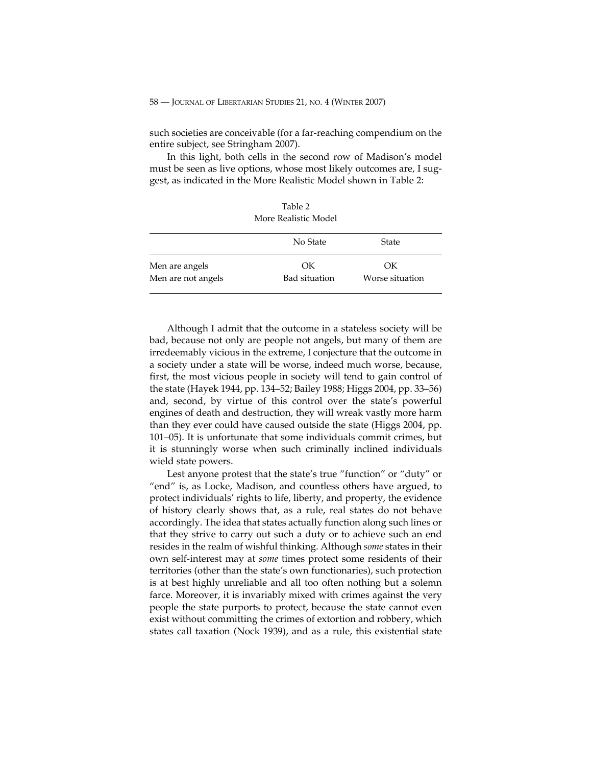such societies are conceivable (for a far-reaching compendium on the entire subject, see Stringham 2007).

In this light, both cells in the second row of Madison's model must be seen as live options, whose most likely outcomes are, I suggest, as indicated in the More Realistic Model shown in Table 2:

Table 2
More Realistic Model

| | No State | State |
|---|---|---|
| Men are angels | OK | OK |
| Men are not angels | Bad situation | Worse situation |

Although I admit that the outcome in a stateless society will be bad, because not only are people not angels, but many of them are irredeemably vicious in the extreme, I conjecture that the outcome in a society under a state will be worse, indeed much worse, because, first, the most vicious people in society will tend to gain control of the state (Hayek 1944, pp. 134–52; Bailey 1988; Higgs 2004, pp. 33–56) and, second, by virtue of this control over the state's powerful engines of death and destruction, they will wreak vastly more harm than they ever could have caused outside the state (Higgs 2004, pp. 101–05). It is unfortunate that some individuals commit crimes, but it is stunningly worse when such criminally inclined individuals wield state powers.

Lest anyone protest that the state's true "function" or "duty" or "end" is, as Locke, Madison, and countless others have argued, to protect individuals' rights to life, liberty, and property, the evidence of history clearly shows that, as a rule, real states do not behave accordingly. The idea that states actually function along such lines or that they strive to carry out such a duty or to achieve such an end resides in the realm of wishful thinking. Although *some* states in their own self-interest may at *some* times protect some residents of their territories (other than the state's own functionaries), such protection is at best highly unreliable and all too often nothing but a solemn farce. Moreover, it is invariably mixed with crimes against the very people the state purports to protect, because the state cannot even exist without committing the crimes of extortion and robbery, which states call taxation (Nock 1939), and as a rule, this existential state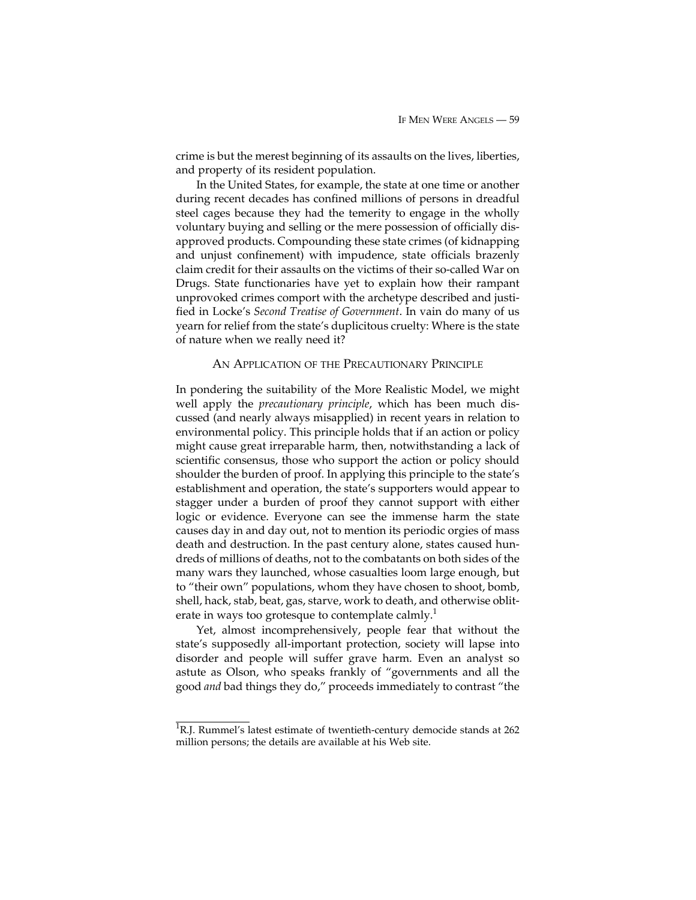crime is but the merest beginning of its assaults on the lives, liberties, and property of its resident population.

In the United States, for example, the state at one time or another during recent decades has confined millions of persons in dreadful steel cages because they had the temerity to engage in the wholly voluntary buying and selling or the mere possession of officially disapproved products. Compounding these state crimes (of kidnapping and unjust confinement) with impudence, state officials brazenly claim credit for their assaults on the victims of their so-called War on Drugs. State functionaries have yet to explain how their rampant unprovoked crimes comport with the archetype described and justified in Locke's *Second Treatise of Government*. In vain do many of us yearn for relief from the state's duplicitous cruelty: Where is the state of nature when we really need it?

## An Application of the Precautionary Principle

In pondering the suitability of the More Realistic Model, we might well apply the *precautionary principle*, which has been much discussed (and nearly always misapplied) in recent years in relation to environmental policy. This principle holds that if an action or policy might cause great irreparable harm, then, notwithstanding a lack of scientific consensus, those who support the action or policy should shoulder the burden of proof. In applying this principle to the state's establishment and operation, the state's supporters would appear to stagger under a burden of proof they cannot support with either logic or evidence. Everyone can see the immense harm the state causes day in and day out, not to mention its periodic orgies of mass death and destruction. In the past century alone, states caused hundreds of millions of deaths, not to the combatants on both sides of the many wars they launched, whose casualties loom large enough, but to "their own" populations, whom they have chosen to shoot, bomb, shell, hack, stab, beat, gas, starve, work to death, and otherwise obliterate in ways too grotesque to contemplate calmly.[1]

Yet, almost incomprehensively, people fear that without the state's supposedly all-important protection, society will lapse into disorder and people will suffer grave harm. Even an analyst so astute as Olson, who speaks frankly of "governments and all the good *and* bad things they do," proceeds immediately to contrast "the

[1] R.J. Rummel's latest estimate of twentieth-century democide stands at 262 million persons; the details are available at his Web site.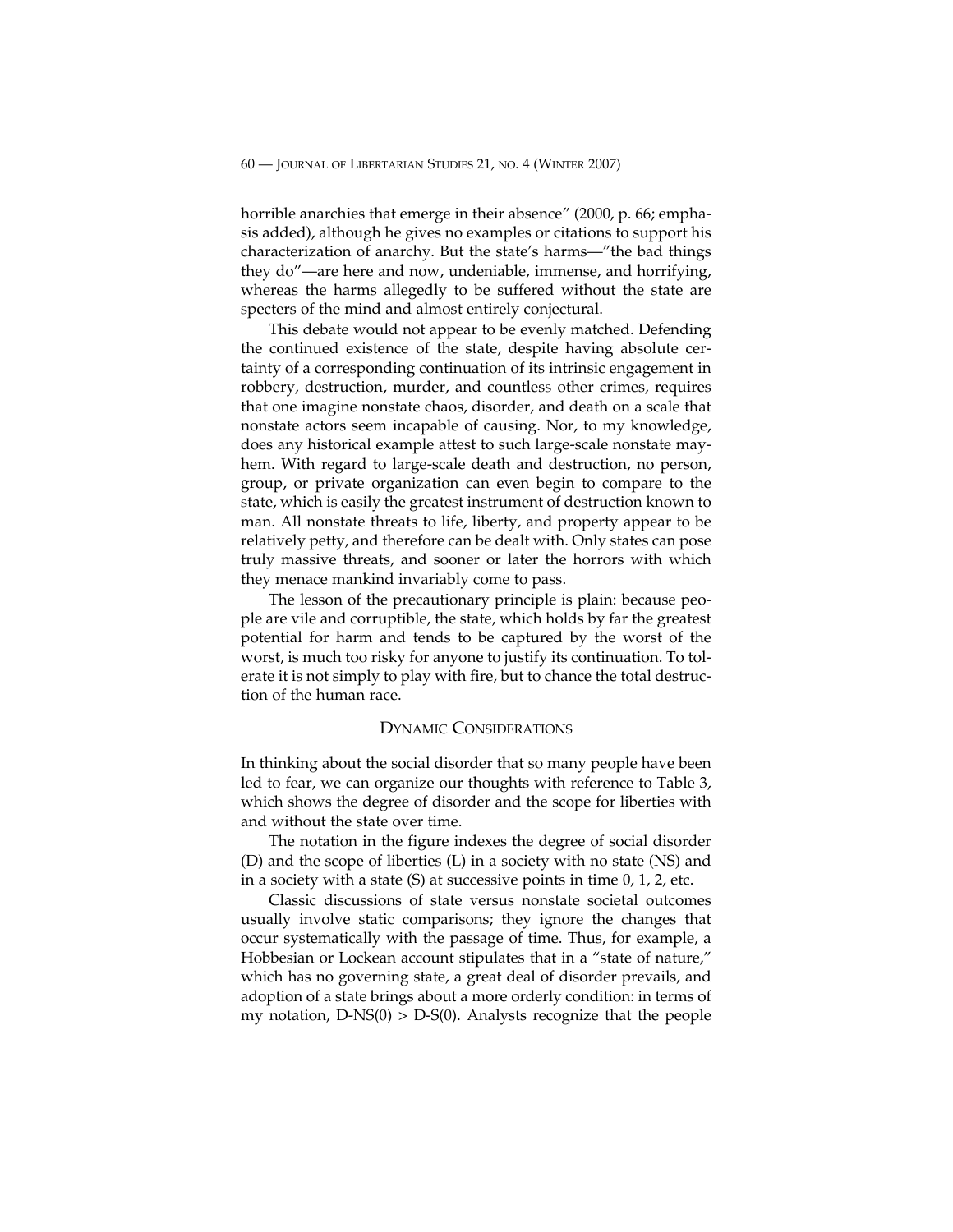horrible anarchies that emerge in their absence" (2000, p. 66; emphasis added), although he gives no examples or citations to support his characterization of anarchy. But the state's harms—"the bad things they do"—are here and now, undeniable, immense, and horrifying, whereas the harms allegedly to be suffered without the state are specters of the mind and almost entirely conjectural.

This debate would not appear to be evenly matched. Defending the continued existence of the state, despite having absolute certainty of a corresponding continuation of its intrinsic engagement in robbery, destruction, murder, and countless other crimes, requires that one imagine nonstate chaos, disorder, and death on a scale that nonstate actors seem incapable of causing. Nor, to my knowledge, does any historical example attest to such large-scale nonstate mayhem. With regard to large-scale death and destruction, no person, group, or private organization can even begin to compare to the state, which is easily the greatest instrument of destruction known to man. All nonstate threats to life, liberty, and property appear to be relatively petty, and therefore can be dealt with. Only states can pose truly massive threats, and sooner or later the horrors with which they menace mankind invariably come to pass.

The lesson of the precautionary principle is plain: because people are vile and corruptible, the state, which holds by far the greatest potential for harm and tends to be captured by the worst of the worst, is much too risky for anyone to justify its continuation. To tolerate it is not simply to play with fire, but to chance the total destruction of the human race.

## Dynamic Considerations

In thinking about the social disorder that so many people have been led to fear, we can organize our thoughts with reference to Table 3, which shows the degree of disorder and the scope for liberties with and without the state over time.

The notation in the figure indexes the degree of social disorder (D) and the scope of liberties (L) in a society with no state (NS) and in a society with a state (S) at successive points in time 0, 1, 2, etc.

Classic discussions of state versus nonstate societal outcomes usually involve static comparisons; they ignore the changes that occur systematically with the passage of time. Thus, for example, a Hobbesian or Lockean account stipulates that in a "state of nature," which has no governing state, a great deal of disorder prevails, and adoption of a state brings about a more orderly condition: in terms of my notation, D-NS(0) > D-S(0). Analysts recognize that the people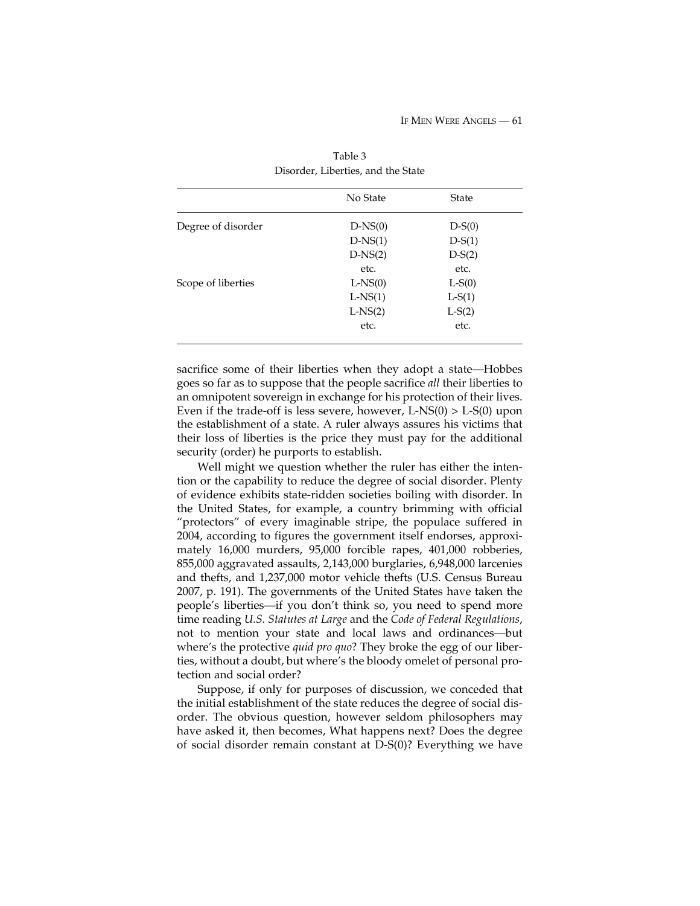Table 3
Disorder, Liberties, and the State

| | No State | State |
|---|---|---|
| Degree of disorder | D-NS(0) | D-S(0) |
| | D-NS(1) | D-S(1) |
| | D-NS(2) | D-S(2) |
| | etc. | etc. |
| Scope of liberties | L-NS(0) | L-S(0) |
| | L-NS(1) | L-S(1) |
| | L-NS(2) | L-S(2) |
| | etc. | etc. |

sacrifice some of their liberties when they adopt a state—Hobbes goes so far as to suppose that the people sacrifice *all* their liberties to an omnipotent sovereign in exchange for his protection of their lives. Even if the trade-off is less severe, however, L-NS(0) > L-S(0) upon the establishment of a state. A ruler always assures his victims that their loss of liberties is the price they must pay for the additional security (order) he purports to establish.

Well might we question whether the ruler has either the intention or the capability to reduce the degree of social disorder. Plenty of evidence exhibits state-ridden societies boiling with disorder. In the United States, for example, a country brimming with official "protectors" of every imaginable stripe, the populace suffered in 2004, according to figures the government itself endorses, approximately 16,000 murders, 95,000 forcible rapes, 401,000 robberies, 855,000 aggravated assaults, 2,143,000 burglaries, 6,948,000 larcenies and thefts, and 1,237,000 motor vehicle thefts (U.S. Census Bureau 2007, p. 191). The governments of the United States have taken the people's liberties—if you don't think so, you need to spend more time reading *U.S. Statutes at Large* and the *Code of Federal Regulations*, not to mention your state and local laws and ordinances—but where's the protective *quid pro quo*? They broke the egg of our liberties, without a doubt, but where's the bloody omelet of personal protection and social order?

Suppose, if only for purposes of discussion, we conceded that the initial establishment of the state reduces the degree of social disorder. The obvious question, however seldom philosophers may have asked it, then becomes, What happens next? Does the degree of social disorder remain constant at D-S(0)? Everything we have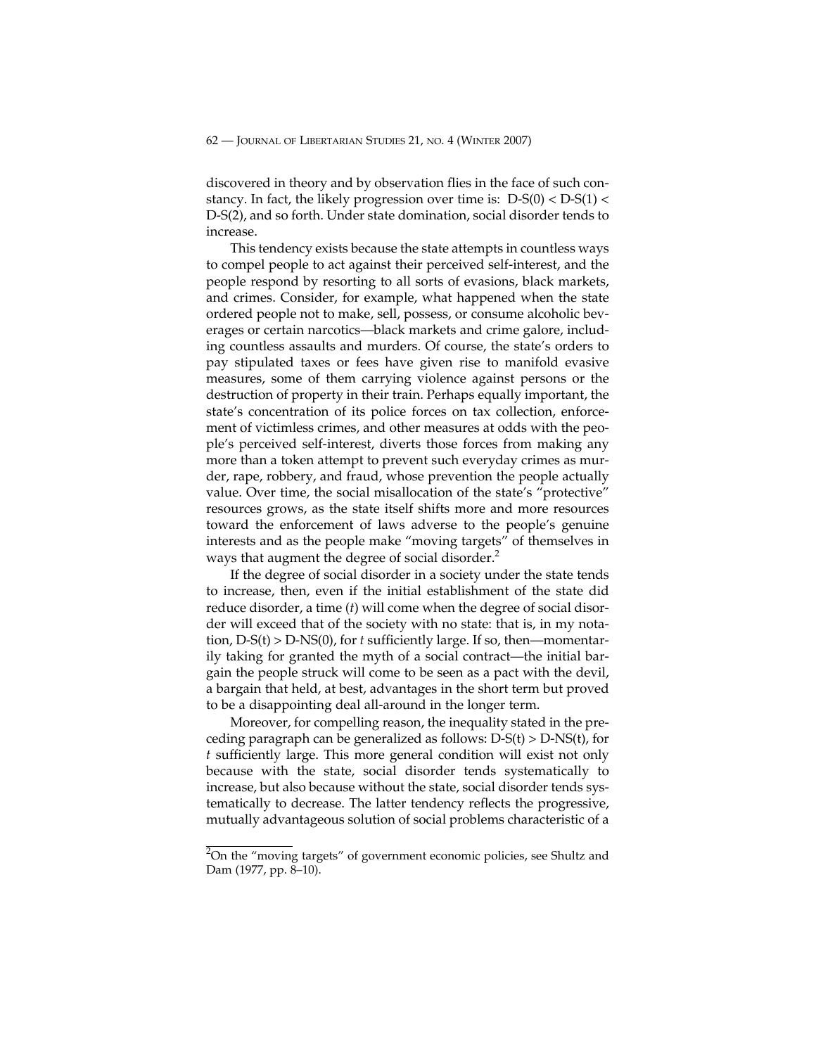discovered in theory and by observation flies in the face of such constancy. In fact, the likely progression over time is: $D\text{-}S(0) < D\text{-}S(1) < D\text{-}S(2)$, and so forth. Under state domination, social disorder tends to increase.

This tendency exists because the state attempts in countless ways to compel people to act against their perceived self-interest, and the people respond by resorting to all sorts of evasions, black markets, and crimes. Consider, for example, what happened when the state ordered people not to make, sell, possess, or consume alcoholic beverages or certain narcotics—black markets and crime galore, including countless assaults and murders. Of course, the state's orders to pay stipulated taxes or fees have given rise to manifold evasive measures, some of them carrying violence against persons or the destruction of property in their train. Perhaps equally important, the state's concentration of its police forces on tax collection, enforcement of victimless crimes, and other measures at odds with the people's perceived self-interest, diverts those forces from making any more than a token attempt to prevent such everyday crimes as murder, rape, robbery, and fraud, whose prevention the people actually value. Over time, the social misallocation of the state's "protective" resources grows, as the state itself shifts more and more resources toward the enforcement of laws adverse to the people's genuine interests and as the people make "moving targets" of themselves in ways that augment the degree of social disorder.[2]

If the degree of social disorder in a society under the state tends to increase, then, even if the initial establishment of the state did reduce disorder, a time (*t*) will come when the degree of social disorder will exceed that of the society with no state: that is, in my notation, $D\text{-}S(t) > D\text{-}NS(0)$, for *t* sufficiently large. If so, then—momentarily taking for granted the myth of a social contract—the initial bargain the people struck will come to be seen as a pact with the devil, a bargain that held, at best, advantages in the short term but proved to be a disappointing deal all-around in the longer term.

Moreover, for compelling reason, the inequality stated in the preceding paragraph can be generalized as follows: $D\text{-}S(t) > D\text{-}NS(t)$, for *t* sufficiently large. This more general condition will exist not only because with the state, social disorder tends systematically to increase, but also because without the state, social disorder tends systematically to decrease. The latter tendency reflects the progressive, mutually advantageous solution of social problems characteristic of a

[2]On the "moving targets" of government economic policies, see Shultz and Dam (1977, pp. 8–10).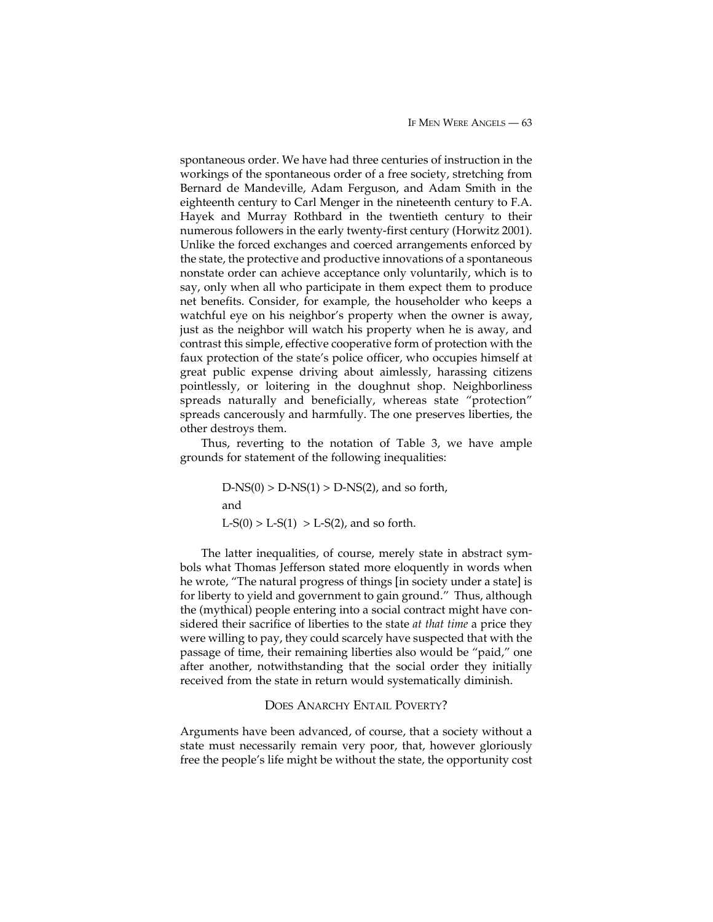spontaneous order. We have had three centuries of instruction in the workings of the spontaneous order of a free society, stretching from Bernard de Mandeville, Adam Ferguson, and Adam Smith in the eighteenth century to Carl Menger in the nineteenth century to F.A. Hayek and Murray Rothbard in the twentieth century to their numerous followers in the early twenty-first century (Horwitz 2001). Unlike the forced exchanges and coerced arrangements enforced by the state, the protective and productive innovations of a spontaneous nonstate order can achieve acceptance only voluntarily, which is to say, only when all who participate in them expect them to produce net benefits. Consider, for example, the householder who keeps a watchful eye on his neighbor's property when the owner is away, just as the neighbor will watch his property when he is away, and contrast this simple, effective cooperative form of protection with the faux protection of the state's police officer, who occupies himself at great public expense driving about aimlessly, harassing citizens pointlessly, or loitering in the doughnut shop. Neighborliness spreads naturally and beneficially, whereas state "protection" spreads cancerously and harmfully. The one preserves liberties, the other destroys them.

Thus, reverting to the notation of Table 3, we have ample grounds for statement of the following inequalities:

$$\text{D-NS}(0) > \text{D-NS}(1) > \text{D-NS}(2), \text{ and so forth,}$$

and

$$\text{L-S}(0) > \text{L-S}(1) > \text{L-S}(2), \text{ and so forth.}$$

The latter inequalities, of course, merely state in abstract symbols what Thomas Jefferson stated more eloquently in words when he wrote, "The natural progress of things [in society under a state] is for liberty to yield and government to gain ground." Thus, although the (mythical) people entering into a social contract might have considered their sacrifice of liberties to the state *at that time* a price they were willing to pay, they could scarcely have suspected that with the passage of time, their remaining liberties also would be "paid," one after another, notwithstanding that the social order they initially received from the state in return would systematically diminish.

## Does Anarchy Entail Poverty?

Arguments have been advanced, of course, that a society without a state must necessarily remain very poor, that, however gloriously free the people's life might be without the state, the opportunity cost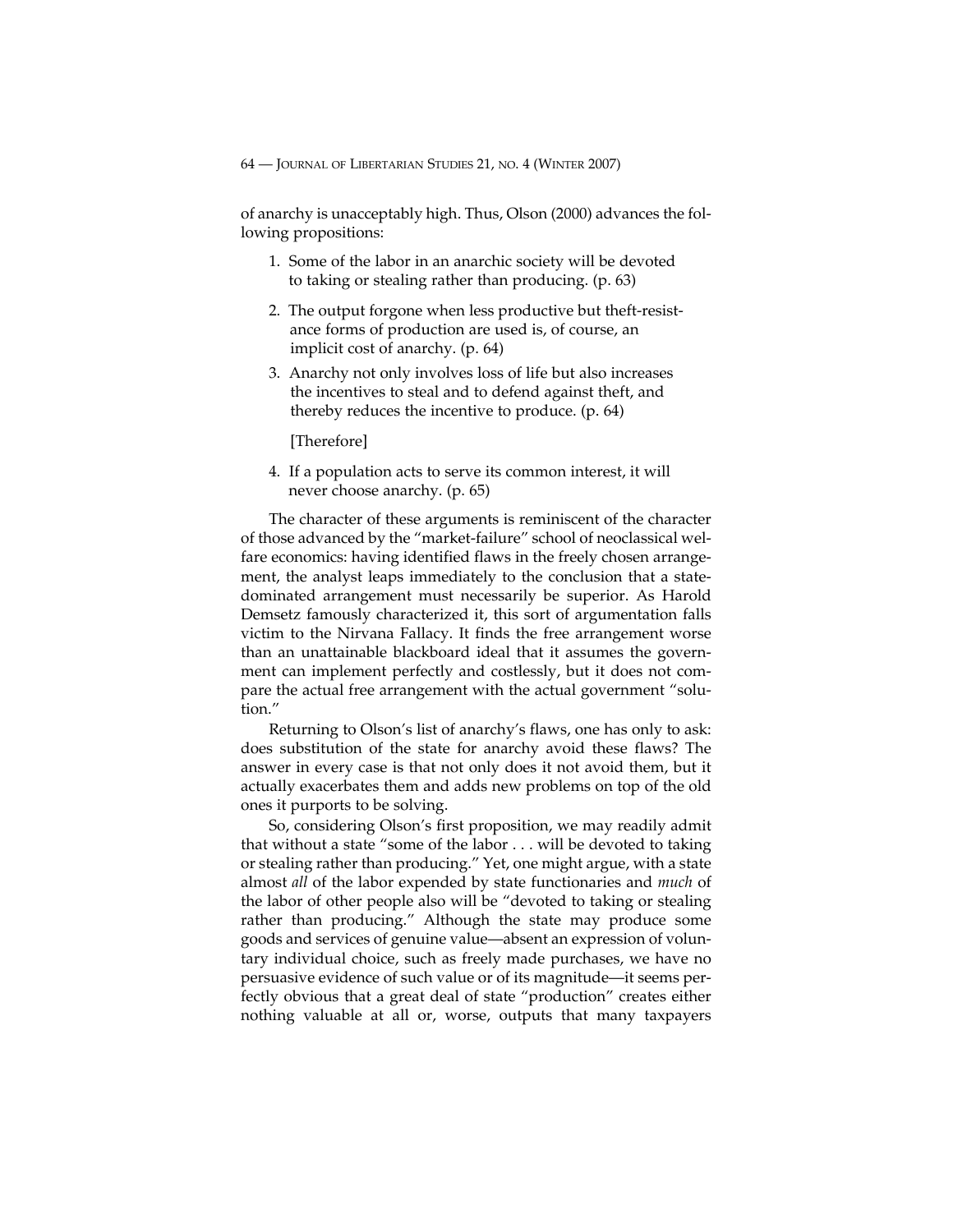of anarchy is unacceptably high. Thus, Olson (2000) advances the following propositions:

1. Some of the labor in an anarchic society will be devoted to taking or stealing rather than producing. (p. 63)
2. The output forgone when less productive but theft-resistance forms of production are used is, of course, an implicit cost of anarchy. (p. 64)
3. Anarchy not only involves loss of life but also increases the incentives to steal and to defend against theft, and thereby reduces the incentive to produce. (p. 64)

   [Therefore]

4. If a population acts to serve its common interest, it will never choose anarchy. (p. 65)

The character of these arguments is reminiscent of the character of those advanced by the "market-failure" school of neoclassical welfare economics: having identified flaws in the freely chosen arrangement, the analyst leaps immediately to the conclusion that a state-dominated arrangement must necessarily be superior. As Harold Demsetz famously characterized it, this sort of argumentation falls victim to the Nirvana Fallacy. It finds the free arrangement worse than an unattainable blackboard ideal that it assumes the government can implement perfectly and costlessly, but it does not compare the actual free arrangement with the actual government "solution."

Returning to Olson's list of anarchy's flaws, one has only to ask: does substitution of the state for anarchy avoid these flaws? The answer in every case is that not only does it not avoid them, but it actually exacerbates them and adds new problems on top of the old ones it purports to be solving.

So, considering Olson's first proposition, we may readily admit that without a state "some of the labor . . . will be devoted to taking or stealing rather than producing." Yet, one might argue, with a state almost *all* of the labor expended by state functionaries and *much* of the labor of other people also will be "devoted to taking or stealing rather than producing." Although the state may produce some goods and services of genuine value—absent an expression of voluntary individual choice, such as freely made purchases, we have no persuasive evidence of such value or of its magnitude—it seems perfectly obvious that a great deal of state "production" creates either nothing valuable at all or, worse, outputs that many taxpayers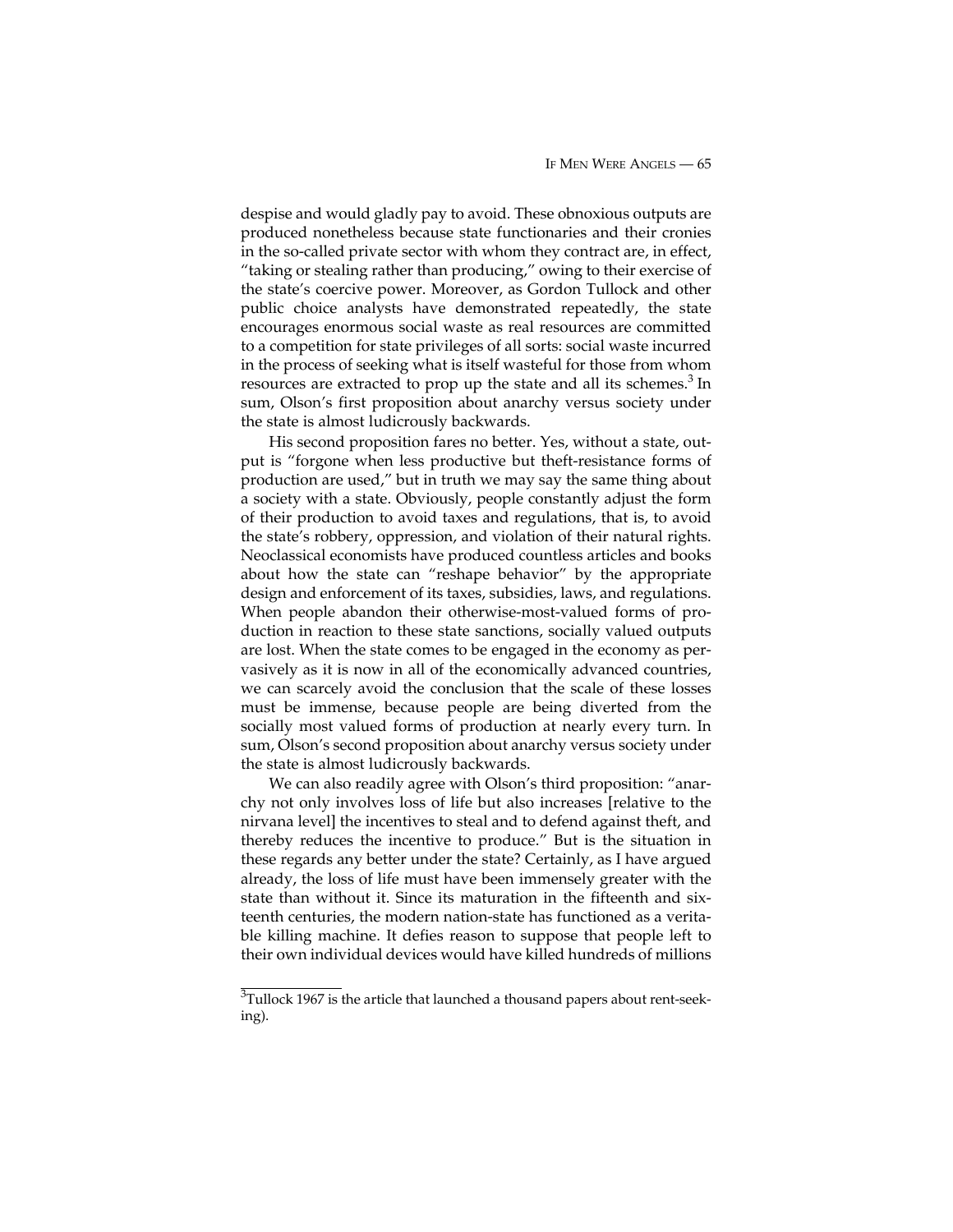despise and would gladly pay to avoid. These obnoxious outputs are produced nonetheless because state functionaries and their cronies in the so-called private sector with whom they contract are, in effect, "taking or stealing rather than producing," owing to their exercise of the state's coercive power. Moreover, as Gordon Tullock and other public choice analysts have demonstrated repeatedly, the state encourages enormous social waste as real resources are committed to a competition for state privileges of all sorts: social waste incurred in the process of seeking what is itself wasteful for those from whom resources are extracted to prop up the state and all its schemes.[3] In sum, Olson's first proposition about anarchy versus society under the state is almost ludicrously backwards.

His second proposition fares no better. Yes, without a state, output is "forgone when less productive but theft-resistance forms of production are used," but in truth we may say the same thing about a society with a state. Obviously, people constantly adjust the form of their production to avoid taxes and regulations, that is, to avoid the state's robbery, oppression, and violation of their natural rights. Neoclassical economists have produced countless articles and books about how the state can "reshape behavior" by the appropriate design and enforcement of its taxes, subsidies, laws, and regulations. When people abandon their otherwise-most-valued forms of production in reaction to these state sanctions, socially valued outputs are lost. When the state comes to be engaged in the economy as pervasively as it is now in all of the economically advanced countries, we can scarcely avoid the conclusion that the scale of these losses must be immense, because people are being diverted from the socially most valued forms of production at nearly every turn. In sum, Olson's second proposition about anarchy versus society under the state is almost ludicrously backwards.

We can also readily agree with Olson's third proposition: "anarchy not only involves loss of life but also increases [relative to the nirvana level] the incentives to steal and to defend against theft, and thereby reduces the incentive to produce." But is the situation in these regards any better under the state? Certainly, as I have argued already, the loss of life must have been immensely greater with the state than without it. Since its maturation in the fifteenth and sixteenth centuries, the modern nation-state has functioned as a veritable killing machine. It defies reason to suppose that people left to their own individual devices would have killed hundreds of millions

[3]Tullock 1967 is the article that launched a thousand papers about rent-seeking).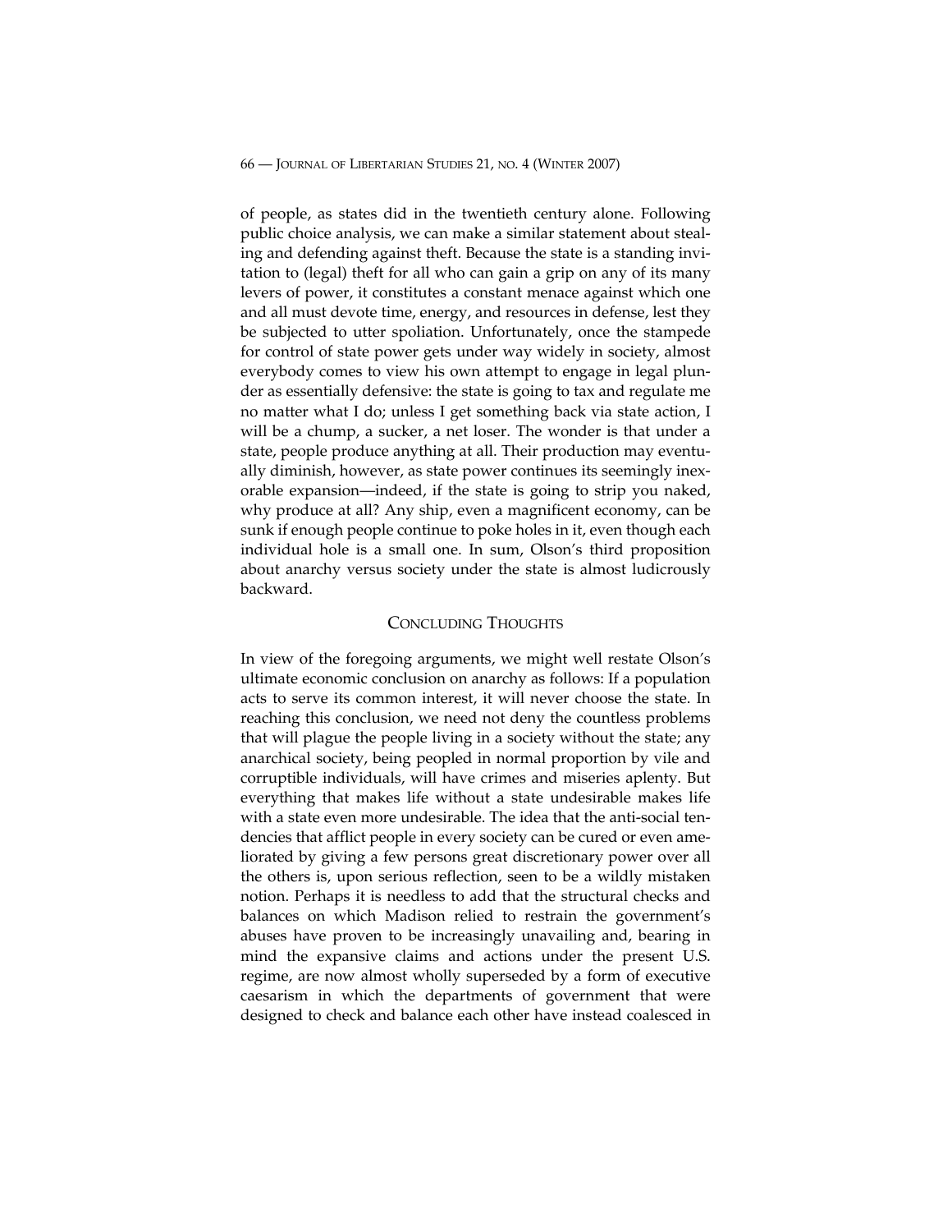of people, as states did in the twentieth century alone. Following public choice analysis, we can make a similar statement about stealing and defending against theft. Because the state is a standing invitation to (legal) theft for all who can gain a grip on any of its many levers of power, it constitutes a constant menace against which one and all must devote time, energy, and resources in defense, lest they be subjected to utter spoliation. Unfortunately, once the stampede for control of state power gets under way widely in society, almost everybody comes to view his own attempt to engage in legal plunder as essentially defensive: the state is going to tax and regulate me no matter what I do; unless I get something back via state action, I will be a chump, a sucker, a net loser. The wonder is that under a state, people produce anything at all. Their production may eventually diminish, however, as state power continues its seemingly inexorable expansion—indeed, if the state is going to strip you naked, why produce at all? Any ship, even a magnificent economy, can be sunk if enough people continue to poke holes in it, even though each individual hole is a small one. In sum, Olson's third proposition about anarchy versus society under the state is almost ludicrously backward.

## Concluding Thoughts

In view of the foregoing arguments, we might well restate Olson's ultimate economic conclusion on anarchy as follows: If a population acts to serve its common interest, it will never choose the state. In reaching this conclusion, we need not deny the countless problems that will plague the people living in a society without the state; any anarchical society, being peopled in normal proportion by vile and corruptible individuals, will have crimes and miseries aplenty. But everything that makes life without a state undesirable makes life with a state even more undesirable. The idea that the anti-social tendencies that afflict people in every society can be cured or even ameliorated by giving a few persons great discretionary power over all the others is, upon serious reflection, seen to be a wildly mistaken notion. Perhaps it is needless to add that the structural checks and balances on which Madison relied to restrain the government's abuses have proven to be increasingly unavailing and, bearing in mind the expansive claims and actions under the present U.S. regime, are now almost wholly superseded by a form of executive caesarism in which the departments of government that were designed to check and balance each other have instead coalesced in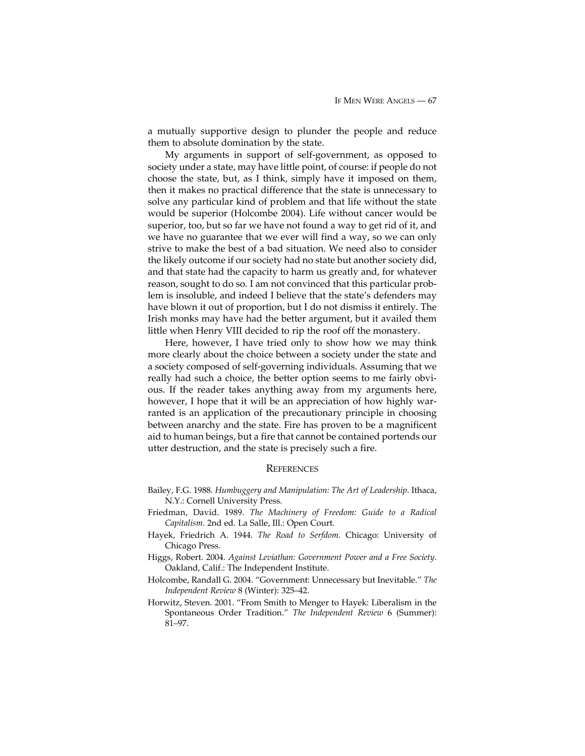a mutually supportive design to plunder the people and reduce them to absolute domination by the state.

My arguments in support of self-government, as opposed to society under a state, may have little point, of course: if people do not choose the state, but, as I think, simply have it imposed on them, then it makes no practical difference that the state is unnecessary to solve any particular kind of problem and that life without the state would be superior (Holcombe 2004). Life without cancer would be superior, too, but so far we have not found a way to get rid of it, and we have no guarantee that we ever will find a way, so we can only strive to make the best of a bad situation. We need also to consider the likely outcome if our society had no state but another society did, and that state had the capacity to harm us greatly and, for whatever reason, sought to do so. I am not convinced that this particular problem is insoluble, and indeed I believe that the state's defenders may have blown it out of proportion, but I do not dismiss it entirely. The Irish monks may have had the better argument, but it availed them little when Henry VIII decided to rip the roof off the monastery.

Here, however, I have tried only to show how we may think more clearly about the choice between a society under the state and a society composed of self-governing individuals. Assuming that we really had such a choice, the better option seems to me fairly obvious. If the reader takes anything away from my arguments here, however, I hope that it will be an appreciation of how highly warranted is an application of the precautionary principle in choosing between anarchy and the state. Fire has proven to be a magnificent aid to human beings, but a fire that cannot be contained portends our utter destruction, and the state is precisely such a fire.

## References

Bailey, F.G. 1988. *Humbuggery and Manipulation: The Art of Leadership*. Ithaca, N.Y.: Cornell University Press.

Friedman, David. 1989. *The Machinery of Freedom: Guide to a Radical Capitalism*. 2nd ed. La Salle, Ill.: Open Court.

Hayek, Friedrich A. 1944. *The Road to Serfdom.* Chicago: University of Chicago Press.

Higgs, Robert. 2004. *Against Leviathan: Government Power and a Free Society*. Oakland, Calif.: The Independent Institute.

Holcombe, Randall G. 2004. "Government: Unnecessary but Inevitable." *The Independent Review* 8 (Winter): 325–42.

Horwitz, Steven. 2001. "From Smith to Menger to Hayek: Liberalism in the Spontaneous Order Tradition." *The Independent Review* 6 (Summer): 81–97.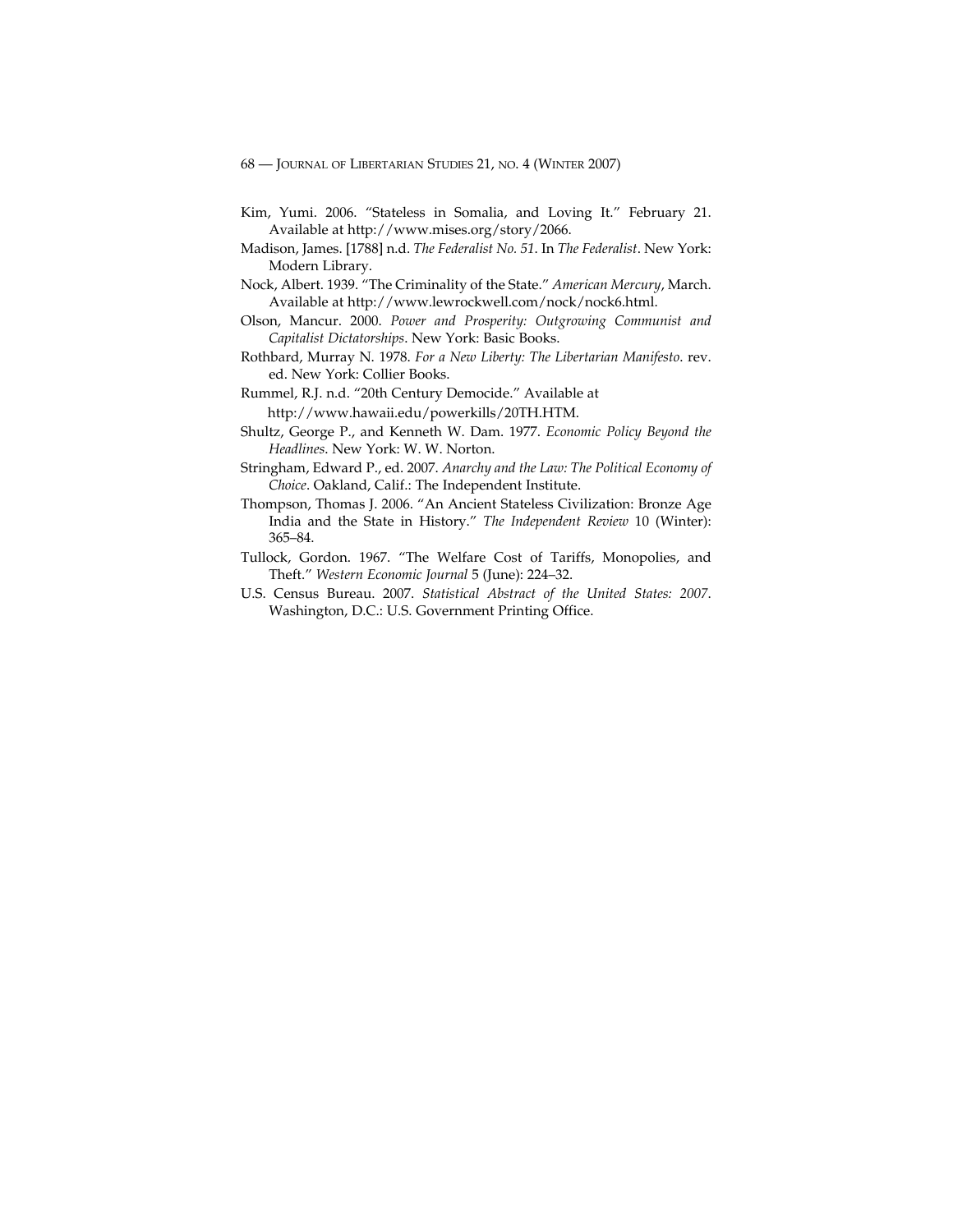Kim, Yumi. 2006. "Stateless in Somalia, and Loving It." February 21. Available at http://www.mises.org/story/2066.

Madison, James. [1788] n.d. *The Federalist No. 51*. In *The Federalist*. New York: Modern Library.

Nock, Albert. 1939. "The Criminality of the State." *American Mercury*, March. Available at http://www.lewrockwell.com/nock/nock6.html.

Olson, Mancur. 2000. *Power and Prosperity: Outgrowing Communist and Capitalist Dictatorships*. New York: Basic Books.

Rothbard, Murray N. 1978. *For a New Liberty: The Libertarian Manifesto*. rev. ed. New York: Collier Books.

Rummel, R.J. n.d. "20th Century Democide." Available at http://www.hawaii.edu/powerkills/20TH.HTM.

Shultz, George P., and Kenneth W. Dam. 1977. *Economic Policy Beyond the Headlines*. New York: W. W. Norton.

Stringham, Edward P., ed. 2007. *Anarchy and the Law: The Political Economy of Choice*. Oakland, Calif.: The Independent Institute.

Thompson, Thomas J. 2006. "An Ancient Stateless Civilization: Bronze Age India and the State in History." *The Independent Review* 10 (Winter): 365–84.

Tullock, Gordon. 1967. "The Welfare Cost of Tariffs, Monopolies, and Theft." *Western Economic Journal* 5 (June): 224–32.

U.S. Census Bureau. 2007. *Statistical Abstract of the United States: 2007*. Washington, D.C.: U.S. Government Printing Office.